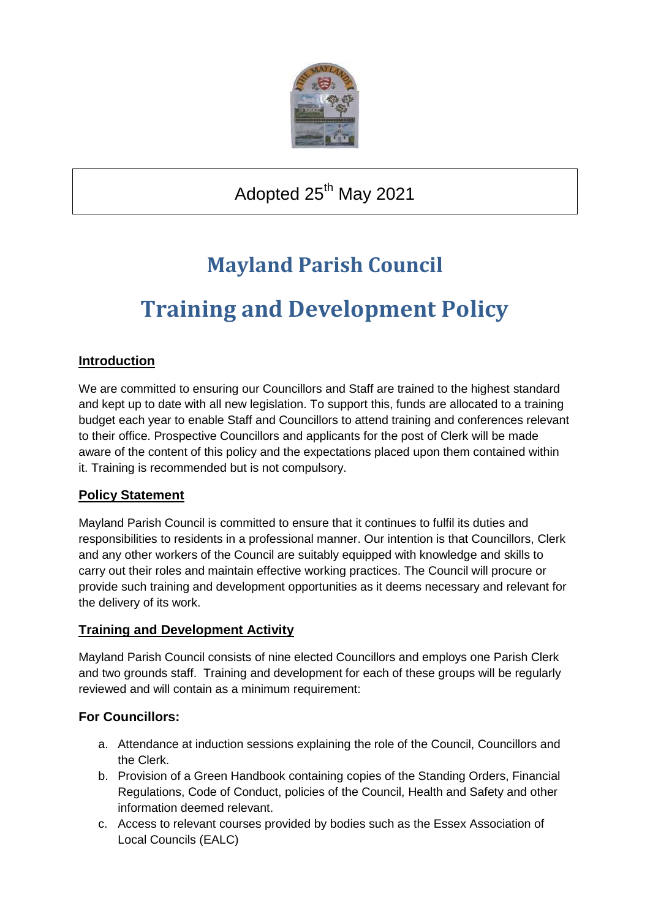Adopted 25th May 2021

# Mayland Parish Council

# Training and Development Policy

## Introduction

We are committed to ensuring our Councillors and Staff are trained to the highest standard and kept up to date with all new legislation. To support this, funds are allocated to a training budget each year to enable Staff and Councillors to attend training and conferences relevant to their office. Prospective Councillors and applicants for the post of Clerk will be made aware of the content of this policy and the expectations placed upon them contained within it. Training is recommended but is not compulsory.

## Policy Statement

Mayland Parish Council is committed to ensure that it continues to fulfil its duties and responsibilities to residents in a professional manner. Our intention is that Councillors, Clerk and any other workers of the Council are suitably equipped with knowledge and skills to carry out their roles and maintain effective working practices. The Council will procure or provide such training and development opportunities as it deems necessary and relevant for the delivery of its work.

## Training and Development Activity

Mayland Parish Council consists of nine elected Councillors and employs one Parish Clerk and two grounds staff. Training and development for each of these groups will be regularly reviewed and will contain as a minimum requirement:

### For Councillors:

a. Attendance at induction sessions explaining the role of the Council, Councillors and the Clerk.
b. Provision of a Green Handbook containing copies of the Standing Orders, Financial Regulations, Code of Conduct, policies of the Council, Health and Safety and other information deemed relevant.
c. Access to relevant courses provided by bodies such as the Essex Association of Local Councils (EALC)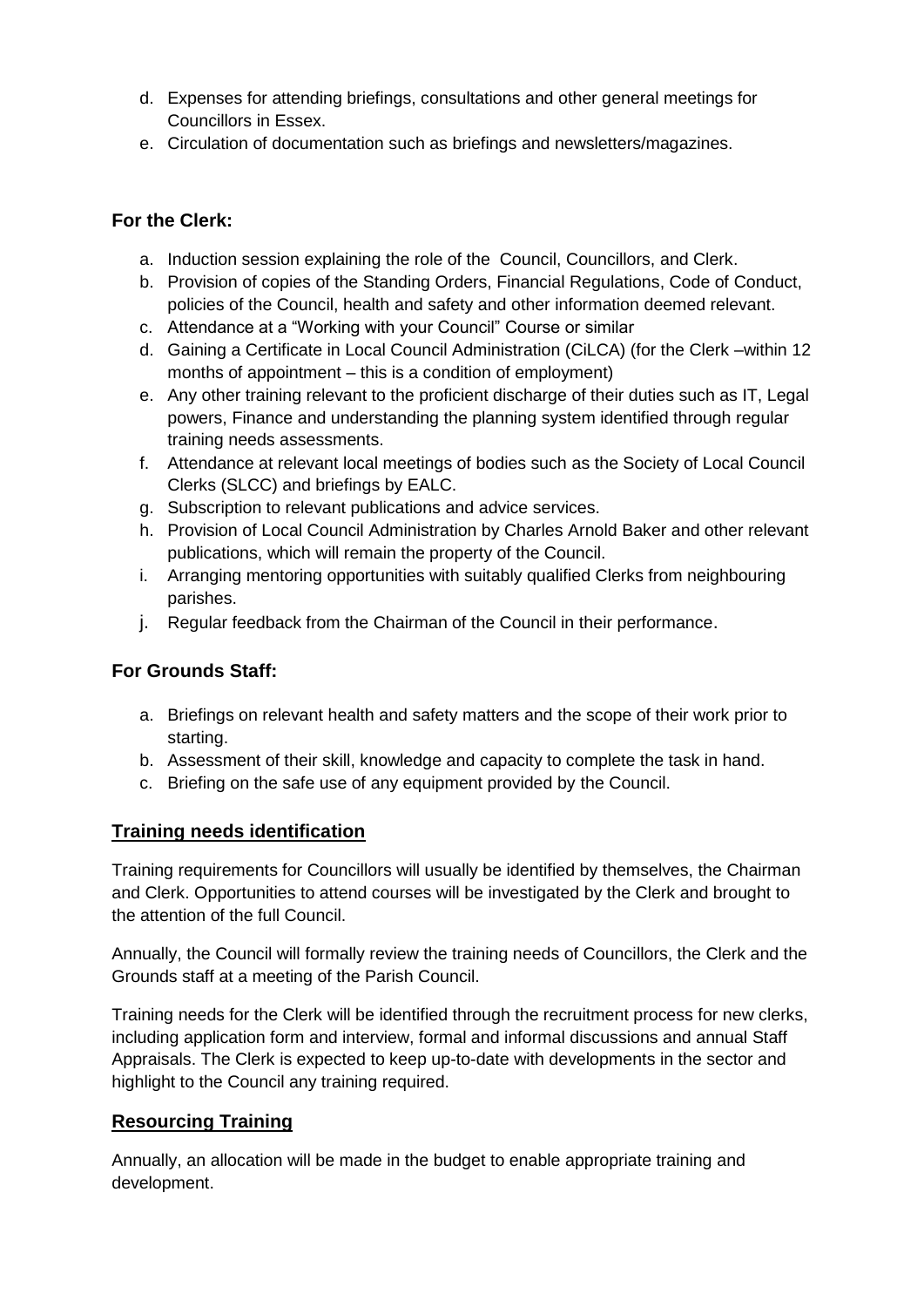d. Expenses for attending briefings, consultations and other general meetings for Councillors in Essex.
e. Circulation of documentation such as briefings and newsletters/magazines.

### For the Clerk:

a. Induction session explaining the role of the Council, Councillors, and Clerk.
b. Provision of copies of the Standing Orders, Financial Regulations, Code of Conduct, policies of the Council, health and safety and other information deemed relevant.
c. Attendance at a "Working with your Council" Course or similar
d. Gaining a Certificate in Local Council Administration (CiLCA) (for the Clerk –within 12 months of appointment – this is a condition of employment)
e. Any other training relevant to the proficient discharge of their duties such as IT, Legal powers, Finance and understanding the planning system identified through regular training needs assessments.
f. Attendance at relevant local meetings of bodies such as the Society of Local Council Clerks (SLCC) and briefings by EALC.
g. Subscription to relevant publications and advice services.
h. Provision of Local Council Administration by Charles Arnold Baker and other relevant publications, which will remain the property of the Council.
i. Arranging mentoring opportunities with suitably qualified Clerks from neighbouring parishes.
j. Regular feedback from the Chairman of the Council in their performance.

### For Grounds Staff:

a. Briefings on relevant health and safety matters and the scope of their work prior to starting.
b. Assessment of their skill, knowledge and capacity to complete the task in hand.
c. Briefing on the safe use of any equipment provided by the Council.

## Training needs identification

Training requirements for Councillors will usually be identified by themselves, the Chairman and Clerk. Opportunities to attend courses will be investigated by the Clerk and brought to the attention of the full Council.

Annually, the Council will formally review the training needs of Councillors, the Clerk and the Grounds staff at a meeting of the Parish Council.

Training needs for the Clerk will be identified through the recruitment process for new clerks, including application form and interview, formal and informal discussions and annual Staff Appraisals. The Clerk is expected to keep up-to-date with developments in the sector and highlight to the Council any training required.

## Resourcing Training

Annually, an allocation will be made in the budget to enable appropriate training and development.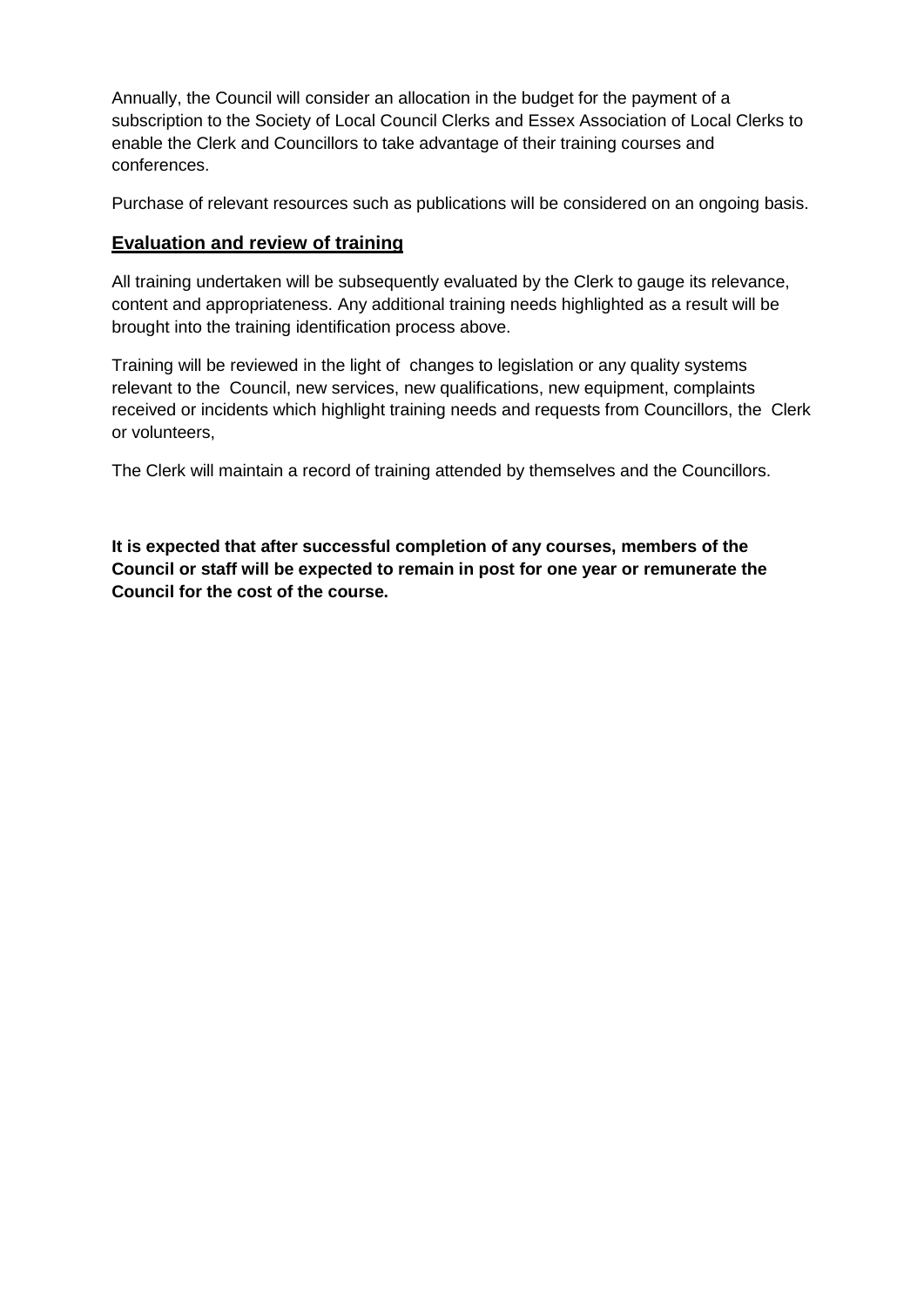Annually, the Council will consider an allocation in the budget for the payment of a subscription to the Society of Local Council Clerks and Essex Association of Local Clerks to enable the Clerk and Councillors to take advantage of their training courses and conferences.

Purchase of relevant resources such as publications will be considered on an ongoing basis.

## Evaluation and review of training

All training undertaken will be subsequently evaluated by the Clerk to gauge its relevance, content and appropriateness. Any additional training needs highlighted as a result will be brought into the training identification process above.

Training will be reviewed in the light of changes to legislation or any quality systems relevant to the Council, new services, new qualifications, new equipment, complaints received or incidents which highlight training needs and requests from Councillors, the Clerk or volunteers,

The Clerk will maintain a record of training attended by themselves and the Councillors.

**It is expected that after successful completion of any courses, members of the Council or staff will be expected to remain in post for one year or remunerate the Council for the cost of the course.**